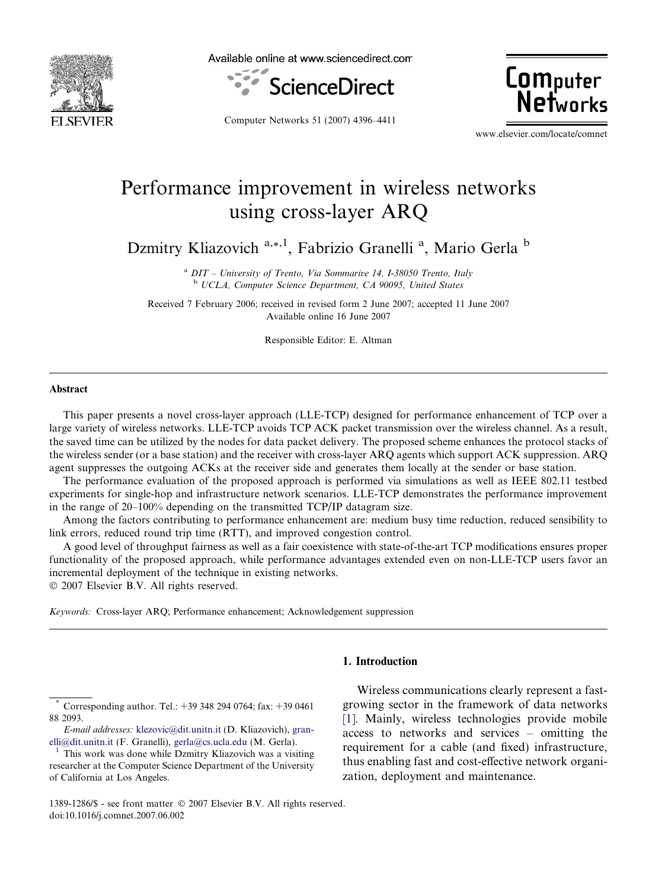# Performance improvement in wireless networks using cross-layer ARQ

Dzmitry Kliazovich [a,*,1], Fabrizio Granelli [a], Mario Gerla [b]

[a] *DIT – University of Trento, Via Sommarive 14, I-38050 Trento, Italy*
[b] *UCLA, Computer Science Department, CA 90095, United States*

Received 7 February 2006; received in revised form 2 June 2007; accepted 11 June 2007
Available online 16 June 2007

Responsible Editor: E. Altman

## Abstract

This paper presents a novel cross-layer approach (LLE-TCP) designed for performance enhancement of TCP over a large variety of wireless networks. LLE-TCP avoids TCP ACK packet transmission over the wireless channel. As a result, the saved time can be utilized by the nodes for data packet delivery. The proposed scheme enhances the protocol stacks of the wireless sender (or a base station) and the receiver with cross-layer ARQ agents which support ACK suppression. ARQ agent suppresses the outgoing ACKs at the receiver side and generates them locally at the sender or base station.

The performance evaluation of the proposed approach is performed via simulations as well as IEEE 802.11 testbed experiments for single-hop and infrastructure network scenarios. LLE-TCP demonstrates the performance improvement in the range of 20–100% depending on the transmitted TCP/IP datagram size.

Among the factors contributing to performance enhancement are: medium busy time reduction, reduced sensibility to link errors, reduced round trip time (RTT), and improved congestion control.

A good level of throughput fairness as well as a fair coexistence with state-of-the-art TCP modifications ensures proper functionality of the proposed approach, while performance advantages extended even on non-LLE-TCP users favor an incremental deployment of the technique in existing networks.

© 2007 Elsevier B.V. All rights reserved.

*Keywords:* Cross-layer ARQ; Performance enhancement; Acknowledgement suppression

## 1. Introduction

Wireless communications clearly represent a fast-growing sector in the framework of data networks [1]. Mainly, wireless technologies provide mobile access to networks and services – omitting the requirement for a cable (and fixed) infrastructure, thus enabling fast and cost-effective network organization, deployment and maintenance.

---

* Corresponding author. Tel.: +39 348 294 0764; fax: +39 0461 88 2093.

*E-mail addresses:* klezovic@dit.unitn.it (D. Kliazovich), granelli@dit.unitn.it (F. Granelli), gerla@cs.ucla.edu (M. Gerla).

1 This work was done while Dzmitry Kliazovich was a visiting researcher at the Computer Science Department of the University of California at Los Angeles.

1389-1286/$ - see front matter © 2007 Elsevier B.V. All rights reserved.
doi:10.1016/j.comnet.2007.06.002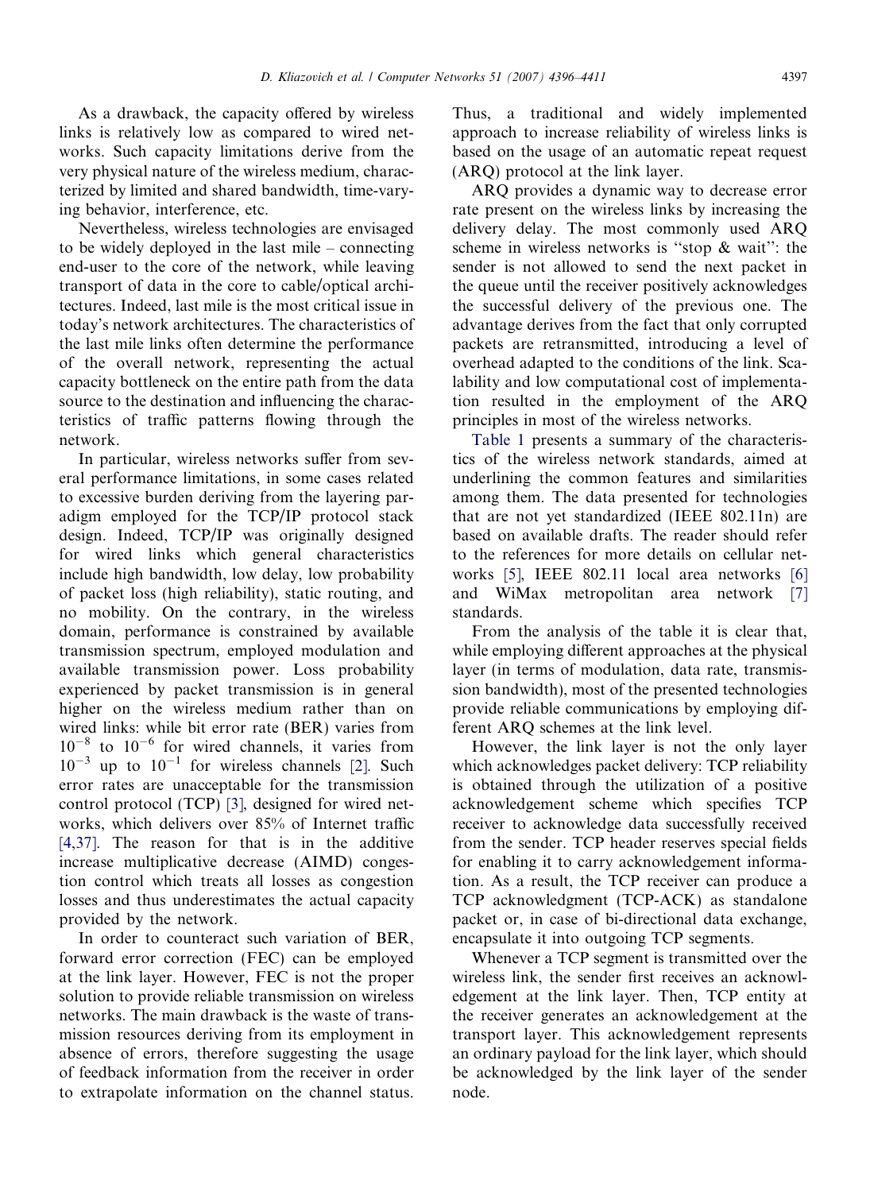As a drawback, the capacity offered by wireless links is relatively low as compared to wired networks. Such capacity limitations derive from the very physical nature of the wireless medium, characterized by limited and shared bandwidth, time-varying behavior, interference, etc.

Nevertheless, wireless technologies are envisaged to be widely deployed in the last mile – connecting end-user to the core of the network, while leaving transport of data in the core to cable/optical architectures. Indeed, last mile is the most critical issue in today's network architectures. The characteristics of the last mile links often determine the performance of the overall network, representing the actual capacity bottleneck on the entire path from the data source to the destination and influencing the characteristics of traffic patterns flowing through the network.

In particular, wireless networks suffer from several performance limitations, in some cases related to excessive burden deriving from the layering paradigm employed for the TCP/IP protocol stack design. Indeed, TCP/IP was originally designed for wired links which general characteristics include high bandwidth, low delay, low probability of packet loss (high reliability), static routing, and no mobility. On the contrary, in the wireless domain, performance is constrained by available transmission spectrum, employed modulation and available transmission power. Loss probability experienced by packet transmission is in general higher on the wireless medium rather than on wired links: while bit error rate (BER) varies from $10^{-8}$ to $10^{-6}$ for wired channels, it varies from $10^{-3}$ up to $10^{-1}$ for wireless channels [2]. Such error rates are unacceptable for the transmission control protocol (TCP) [3], designed for wired networks, which delivers over 85% of Internet traffic [4,37]. The reason for that is in the additive increase multiplicative decrease (AIMD) congestion control which treats all losses as congestion losses and thus underestimates the actual capacity provided by the network.

In order to counteract such variation of BER, forward error correction (FEC) can be employed at the link layer. However, FEC is not the proper solution to provide reliable transmission on wireless networks. The main drawback is the waste of transmission resources deriving from its employment in absence of errors, therefore suggesting the usage of feedback information from the receiver in order to extrapolate information on the channel status. Thus, a traditional and widely implemented approach to increase reliability of wireless links is based on the usage of an automatic repeat request (ARQ) protocol at the link layer.

ARQ provides a dynamic way to decrease error rate present on the wireless links by increasing the delivery delay. The most commonly used ARQ scheme in wireless networks is "stop & wait": the sender is not allowed to send the next packet in the queue until the receiver positively acknowledges the successful delivery of the previous one. The advantage derives from the fact that only corrupted packets are retransmitted, introducing a level of overhead adapted to the conditions of the link. Scalability and low computational cost of implementation resulted in the employment of the ARQ principles in most of the wireless networks.

Table 1 presents a summary of the characteristics of the wireless network standards, aimed at underlining the common features and similarities among them. The data presented for technologies that are not yet standardized (IEEE 802.11n) are based on available drafts. The reader should refer to the references for more details on cellular networks [5], IEEE 802.11 local area networks [6] and WiMax metropolitan area network [7] standards.

From the analysis of the table it is clear that, while employing different approaches at the physical layer (in terms of modulation, data rate, transmission bandwidth), most of the presented technologies provide reliable communications by employing different ARQ schemes at the link level.

However, the link layer is not the only layer which acknowledges packet delivery: TCP reliability is obtained through the utilization of a positive acknowledgement scheme which specifies TCP receiver to acknowledge data successfully received from the sender. TCP header reserves special fields for enabling it to carry acknowledgement information. As a result, the TCP receiver can produce a TCP acknowledgment (TCP-ACK) as standalone packet or, in case of bi-directional data exchange, encapsulate it into outgoing TCP segments.

Whenever a TCP segment is transmitted over the wireless link, the sender first receives an acknowledgement at the link layer. Then, TCP entity at the receiver generates an acknowledgement at the transport layer. This acknowledgement represents an ordinary payload for the link layer, which should be acknowledged by the link layer of the sender node.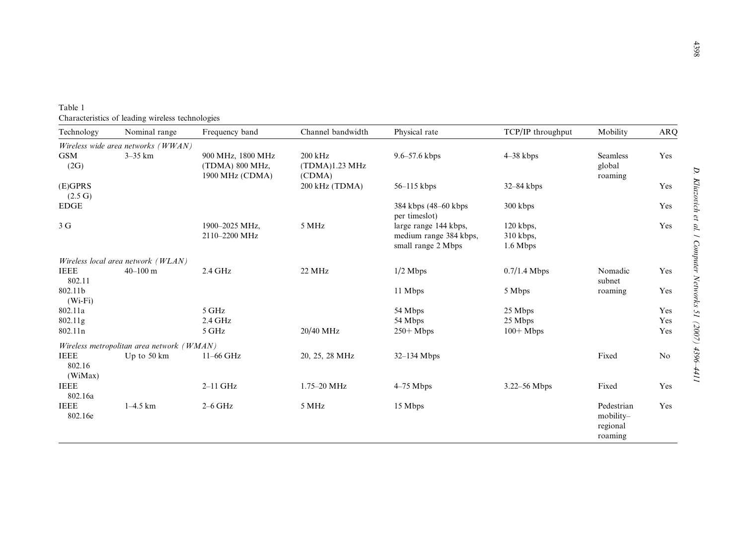Table 1
Characteristics of leading wireless technologies

| Technology | Nominal range | Frequency band | Channel bandwidth | Physical rate | TCP/IP throughput | Mobility | ARQ |
|---|---|---|---|---|---|---|---|
| *Wireless wide area networks (WWAN)* | | | | | | | |
| GSM (2G) | 3–35 km | 900 MHz, 1800 MHz (TDMA) 800 MHz, 1900 MHz (CDMA) | 200 kHz (TDMA)1.23 MHz (CDMA) | 9.6–57.6 kbps | 4–38 kbps | Seamless global roaming | Yes |
| (E)GPRS (2.5 G) | | | 200 kHz (TDMA) | 56–115 kbps | 32–84 kbps | | Yes |
| EDGE | | | | 384 kbps (48–60 kbps per timeslot) | 300 kbps | | Yes |
| 3 G | | 1900–2025 MHz, 2110–2200 MHz | 5 MHz | large range 144 kbps, medium range 384 kbps, small range 2 Mbps | 120 kbps, 310 kbps, 1.6 Mbps | | Yes |
| *Wireless local area network (WLAN)* | | | | | | | |
| IEEE 802.11 | 40–100 m | 2.4 GHz | 22 MHz | 1/2 Mbps | 0.7/1.4 Mbps | Nomadic subnet roaming | Yes |
| 802.11b (Wi-Fi) | | | | 11 Mbps | 5 Mbps | | Yes |
| 802.11a | | 5 GHz | | 54 Mbps | 25 Mbps | | Yes |
| 802.11g | | 2.4 GHz | | 54 Mbps | 25 Mbps | | Yes |
| 802.11n | | 5 GHz | 20/40 MHz | 250+ Mbps | 100+ Mbps | | Yes |
| *Wireless metropolitan area network (WMAN)* | | | | | | | |
| IEEE 802.16 (WiMax) | Up to 50 km | 11–66 GHz | 20, 25, 28 MHz | 32–134 Mbps | | Fixed | No |
| IEEE 802.16a | | 2–11 GHz | 1.75–20 MHz | 4–75 Mbps | 3.22–56 Mbps | Fixed | Yes |
| IEEE 802.16e | 1–4.5 km | 2–6 GHz | 5 MHz | 15 Mbps | | Pedestrian mobility–regional roaming | Yes |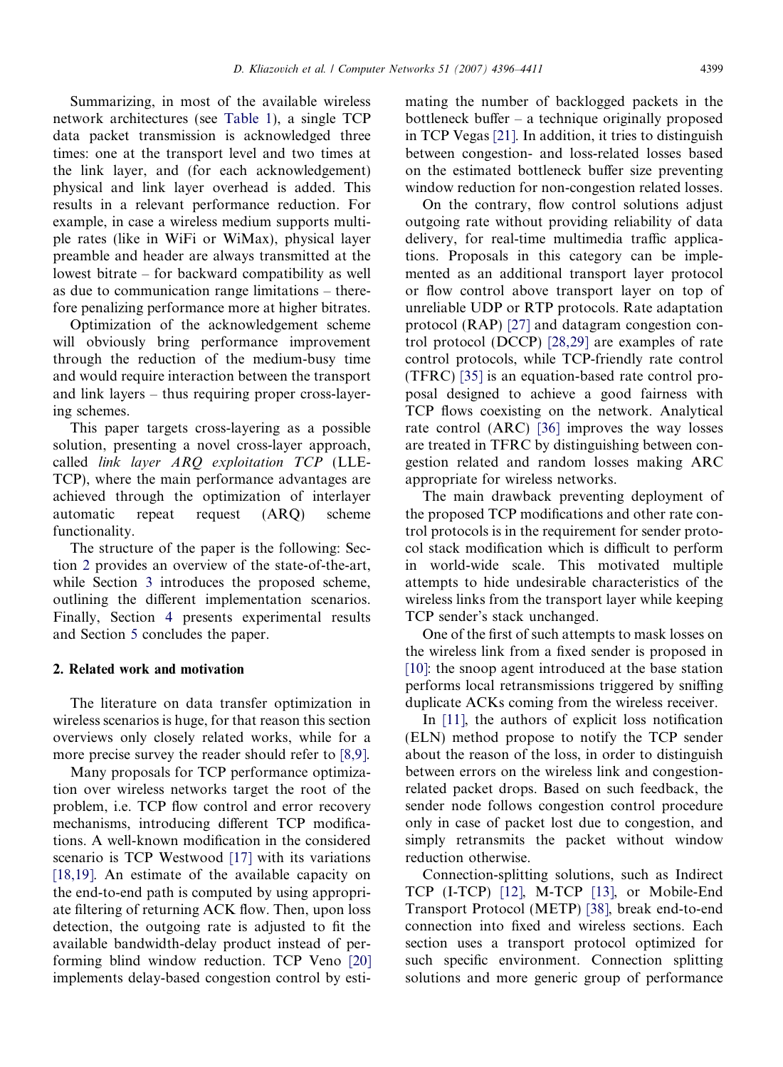Summarizing, in most of the available wireless network architectures (see Table 1), a single TCP data packet transmission is acknowledged three times: one at the transport level and two times at the link layer, and (for each acknowledgement) physical and link layer overhead is added. This results in a relevant performance reduction. For example, in case a wireless medium supports multiple rates (like in WiFi or WiMax), physical layer preamble and header are always transmitted at the lowest bitrate – for backward compatibility as well as due to communication range limitations – therefore penalizing performance more at higher bitrates.

Optimization of the acknowledgement scheme will obviously bring performance improvement through the reduction of the medium-busy time and would require interaction between the transport and link layers – thus requiring proper cross-layering schemes.

This paper targets cross-layering as a possible solution, presenting a novel cross-layer approach, called *link layer ARQ exploitation TCP* (LLE-TCP), where the main performance advantages are achieved through the optimization of interlayer automatic repeat request (ARQ) scheme functionality.

The structure of the paper is the following: Section 2 provides an overview of the state-of-the-art, while Section 3 introduces the proposed scheme, outlining the different implementation scenarios. Finally, Section 4 presents experimental results and Section 5 concludes the paper.

## 2. Related work and motivation

The literature on data transfer optimization in wireless scenarios is huge, for that reason this section overviews only closely related works, while for a more precise survey the reader should refer to [8,9].

Many proposals for TCP performance optimization over wireless networks target the root of the problem, i.e. TCP flow control and error recovery mechanisms, introducing different TCP modifications. A well-known modification in the considered scenario is TCP Westwood [17] with its variations [18,19]. An estimate of the available capacity on the end-to-end path is computed by using appropriate filtering of returning ACK flow. Then, upon loss detection, the outgoing rate is adjusted to fit the available bandwidth-delay product instead of performing blind window reduction. TCP Veno [20] implements delay-based congestion control by estimating the number of backlogged packets in the bottleneck buffer – a technique originally proposed in TCP Vegas [21]. In addition, it tries to distinguish between congestion- and loss-related losses based on the estimated bottleneck buffer size preventing window reduction for non-congestion related losses.

On the contrary, flow control solutions adjust outgoing rate without providing reliability of data delivery, for real-time multimedia traffic applications. Proposals in this category can be implemented as an additional transport layer protocol or flow control above transport layer on top of unreliable UDP or RTP protocols. Rate adaptation protocol (RAP) [27] and datagram congestion control protocol (DCCP) [28,29] are examples of rate control protocols, while TCP-friendly rate control (TFRC) [35] is an equation-based rate control proposal designed to achieve a good fairness with TCP flows coexisting on the network. Analytical rate control (ARC) [36] improves the way losses are treated in TFRC by distinguishing between congestion related and random losses making ARC appropriate for wireless networks.

The main drawback preventing deployment of the proposed TCP modifications and other rate control protocols is in the requirement for sender protocol stack modification which is difficult to perform in world-wide scale. This motivated multiple attempts to hide undesirable characteristics of the wireless links from the transport layer while keeping TCP sender's stack unchanged.

One of the first of such attempts to mask losses on the wireless link from a fixed sender is proposed in [10]: the snoop agent introduced at the base station performs local retransmissions triggered by sniffing duplicate ACKs coming from the wireless receiver.

In [11], the authors of explicit loss notification (ELN) method propose to notify the TCP sender about the reason of the loss, in order to distinguish between errors on the wireless link and congestion-related packet drops. Based on such feedback, the sender node follows congestion control procedure only in case of packet lost due to congestion, and simply retransmits the packet without window reduction otherwise.

Connection-splitting solutions, such as Indirect TCP (I-TCP) [12], M-TCP [13], or Mobile-End Transport Protocol (METP) [38], break end-to-end connection into fixed and wireless sections. Each section uses a transport protocol optimized for such specific environment. Connection splitting solutions and more generic group of performance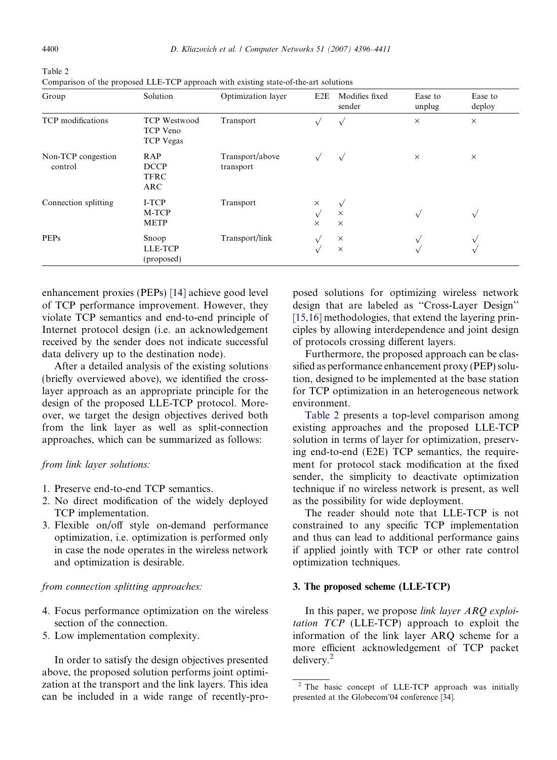Table 2
Comparison of the proposed LLE-TCP approach with existing state-of-the-art solutions

| Group | Solution | Optimization layer | E2E | Modifies fixed sender | Ease to unplug | Ease to deploy |
|---|---|---|---|---|---|---|
| TCP modifications | TCP Westwood<br>TCP Veno<br>TCP Vegas | Transport | √ | √ | × | × |
| Non-TCP congestion control | RAP<br>DCCP<br>TFRC<br>ARC | Transport/above transport | √ | √ | × | × |
| Connection splitting | I-TCP<br>M-TCP<br>METP | Transport | ×<br>√<br>× | √<br>×<br>× | √ | √ |
| PEPs | Snoop<br>LLE-TCP (proposed) | Transport/link | √<br>√ | ×<br>× | √<br>√ | √<br>√ |

enhancement proxies (PEPs) [14] achieve good level of TCP performance improvement. However, they violate TCP semantics and end-to-end principle of Internet protocol design (i.e. an acknowledgement received by the sender does not indicate successful data delivery up to the destination node).

After a detailed analysis of the existing solutions (briefly overviewed above), we identified the cross-layer approach as an appropriate principle for the design of the proposed LLE-TCP protocol. Moreover, we target the design objectives derived both from the link layer as well as split-connection approaches, which can be summarized as follows:

*from link layer solutions:*

1. Preserve end-to-end TCP semantics.
2. No direct modification of the widely deployed TCP implementation.
3. Flexible on/off style on-demand performance optimization, i.e. optimization is performed only in case the node operates in the wireless network and optimization is desirable.

*from connection splitting approaches:*

4. Focus performance optimization on the wireless section of the connection.
5. Low implementation complexity.

In order to satisfy the design objectives presented above, the proposed solution performs joint optimization at the transport and the link layers. This idea can be included in a wide range of recently-proposed solutions for optimizing wireless network design that are labeled as "Cross-Layer Design" [15,16] methodologies, that extend the layering principles by allowing interdependence and joint design of protocols crossing different layers.

Furthermore, the proposed approach can be classified as performance enhancement proxy (PEP) solution, designed to be implemented at the base station for TCP optimization in an heterogeneous network environment.

Table 2 presents a top-level comparison among existing approaches and the proposed LLE-TCP solution in terms of layer for optimization, preserving end-to-end (E2E) TCP semantics, the requirement for protocol stack modification at the fixed sender, the simplicity to deactivate optimization technique if no wireless network is present, as well as the possibility for wide deployment.

The reader should note that LLE-TCP is not constrained to any specific TCP implementation and thus can lead to additional performance gains if applied jointly with TCP or other rate control optimization techniques.

## 3. The proposed scheme (LLE-TCP)

In this paper, we propose *link layer ARQ exploitation TCP* (LLE-TCP) approach to exploit the information of the link layer ARQ scheme for a more efficient acknowledgement of TCP packet delivery.[2]

[2] The basic concept of LLE-TCP approach was initially presented at the Globecom'04 conference [34].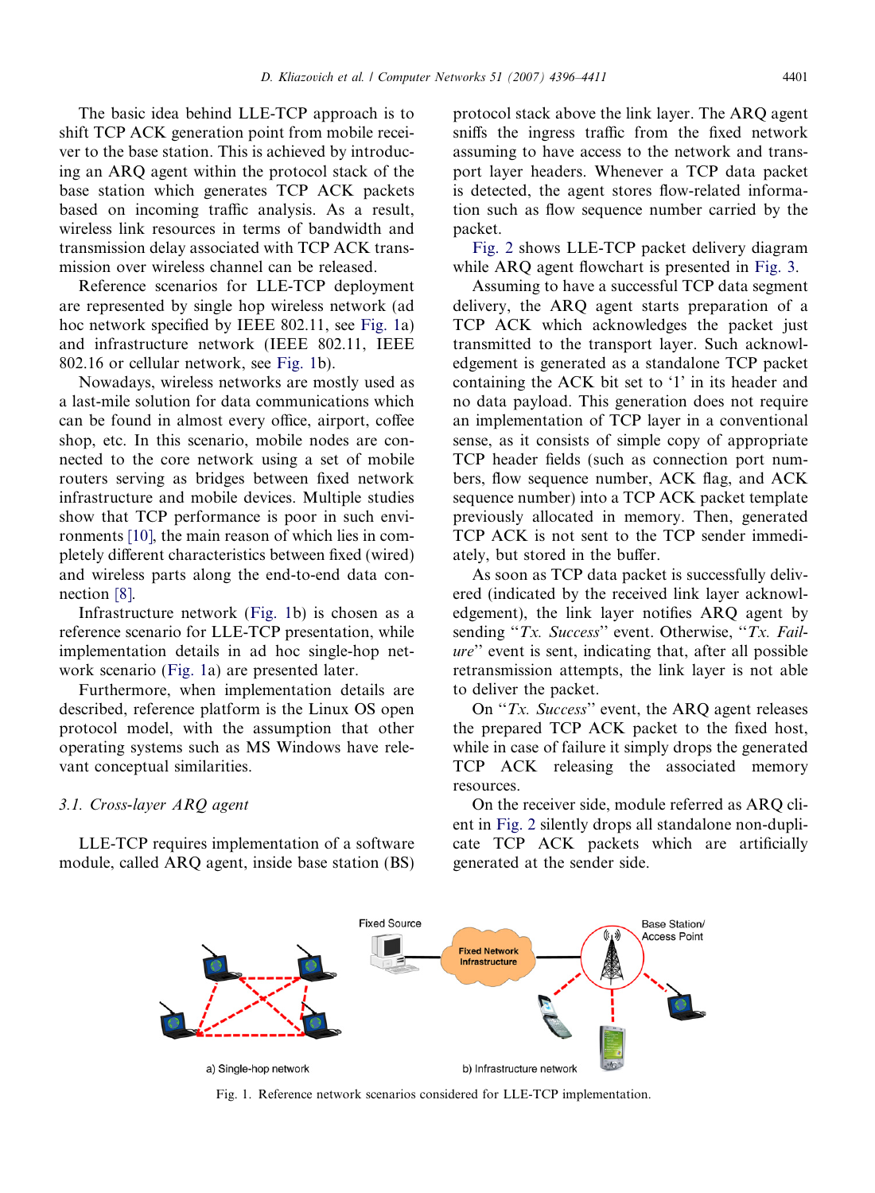The basic idea behind LLE-TCP approach is to shift TCP ACK generation point from mobile receiver to the base station. This is achieved by introducing an ARQ agent within the protocol stack of the base station which generates TCP ACK packets based on incoming traffic analysis. As a result, wireless link resources in terms of bandwidth and transmission delay associated with TCP ACK transmission over wireless channel can be released.

Reference scenarios for LLE-TCP deployment are represented by single hop wireless network (ad hoc network specified by IEEE 802.11, see Fig. 1a) and infrastructure network (IEEE 802.11, IEEE 802.16 or cellular network, see Fig. 1b).

Nowadays, wireless networks are mostly used as a last-mile solution for data communications which can be found in almost every office, airport, coffee shop, etc. In this scenario, mobile nodes are connected to the core network using a set of mobile routers serving as bridges between fixed network infrastructure and mobile devices. Multiple studies show that TCP performance is poor in such environments [10], the main reason of which lies in completely different characteristics between fixed (wired) and wireless parts along the end-to-end data connection [8].

Infrastructure network (Fig. 1b) is chosen as a reference scenario for LLE-TCP presentation, while implementation details in ad hoc single-hop network scenario (Fig. 1a) are presented later.

Furthermore, when implementation details are described, reference platform is the Linux OS open protocol model, with the assumption that other operating systems such as MS Windows have relevant conceptual similarities.

### 3.1. Cross-layer ARQ agent

LLE-TCP requires implementation of a software module, called ARQ agent, inside base station (BS) protocol stack above the link layer. The ARQ agent sniffs the ingress traffic from the fixed network assuming to have access to the network and transport layer headers. Whenever a TCP data packet is detected, the agent stores flow-related information such as flow sequence number carried by the packet.

Fig. 2 shows LLE-TCP packet delivery diagram while ARQ agent flowchart is presented in Fig. 3.

Assuming to have a successful TCP data segment delivery, the ARQ agent starts preparation of a TCP ACK which acknowledges the packet just transmitted to the transport layer. Such acknowledgement is generated as a standalone TCP packet containing the ACK bit set to '1' in its header and no data payload. This generation does not require an implementation of TCP layer in a conventional sense, as it consists of simple copy of appropriate TCP header fields (such as connection port numbers, flow sequence number, ACK flag, and ACK sequence number) into a TCP ACK packet template previously allocated in memory. Then, generated TCP ACK is not sent to the TCP sender immediately, but stored in the buffer.

As soon as TCP data packet is successfully delivered (indicated by the received link layer acknowledgement), the link layer notifies ARQ agent by sending "*Tx. Success*" event. Otherwise, "*Tx. Failure*" event is sent, indicating that, after all possible retransmission attempts, the link layer is not able to deliver the packet.

On "*Tx. Success*" event, the ARQ agent releases the prepared TCP ACK packet to the fixed host, while in case of failure it simply drops the generated TCP ACK releasing the associated memory resources.

On the receiver side, module referred as ARQ client in Fig. 2 silently drops all standalone non-duplicate TCP ACK packets which are artificially generated at the sender side.

Fig. 1. Reference network scenarios considered for LLE-TCP implementation.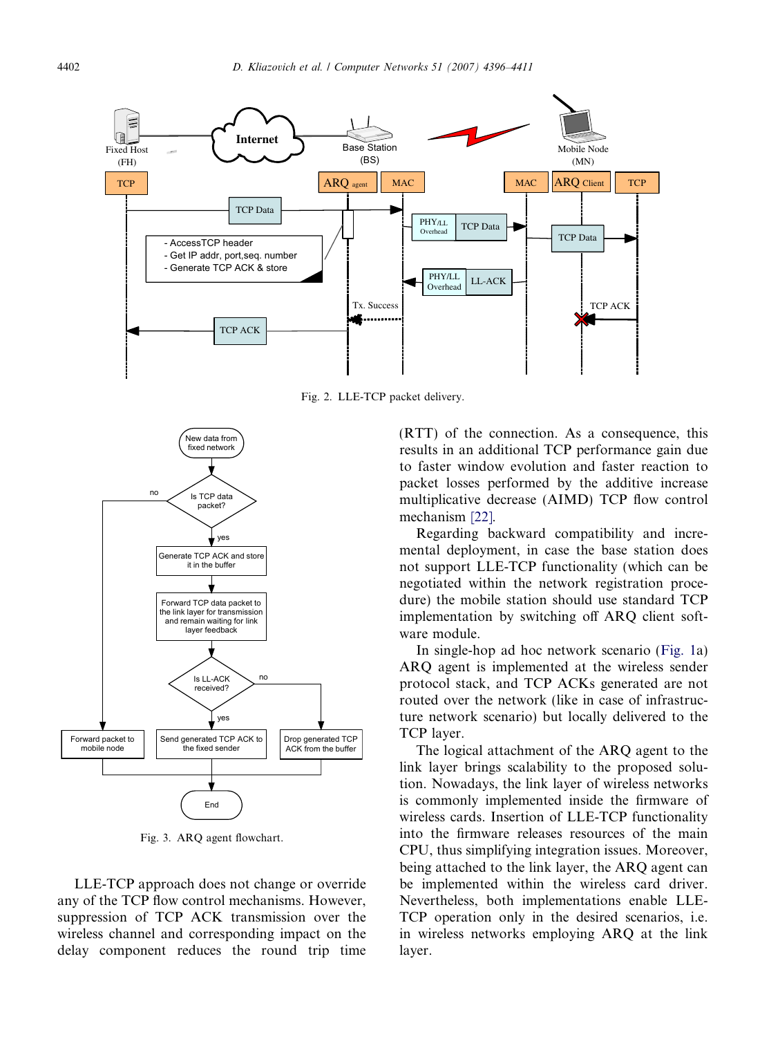Fig. 2. LLE-TCP packet delivery.

Fig. 3. ARQ agent flowchart.

LLE-TCP approach does not change or override any of the TCP flow control mechanisms. However, suppression of TCP ACK transmission over the wireless channel and corresponding impact on the delay component reduces the round trip time (RTT) of the connection. As a consequence, this results in an additional TCP performance gain due to faster window evolution and faster reaction to packet losses performed by the additive increase multiplicative decrease (AIMD) TCP flow control mechanism [22].

Regarding backward compatibility and incremental deployment, in case the base station does not support LLE-TCP functionality (which can be negotiated within the network registration procedure) the mobile station should use standard TCP implementation by switching off ARQ client software module.

In single-hop ad hoc network scenario (Fig. 1a) ARQ agent is implemented at the wireless sender protocol stack, and TCP ACKs generated are not routed over the network (like in case of infrastructure network scenario) but locally delivered to the TCP layer.

The logical attachment of the ARQ agent to the link layer brings scalability to the proposed solution. Nowadays, the link layer of wireless networks is commonly implemented inside the firmware of wireless cards. Insertion of LLE-TCP functionality into the firmware releases resources of the main CPU, thus simplifying integration issues. Moreover, being attached to the link layer, the ARQ agent can be implemented within the wireless card driver. Nevertheless, both implementations enable LLE-TCP operation only in the desired scenarios, i.e. in wireless networks employing ARQ at the link layer.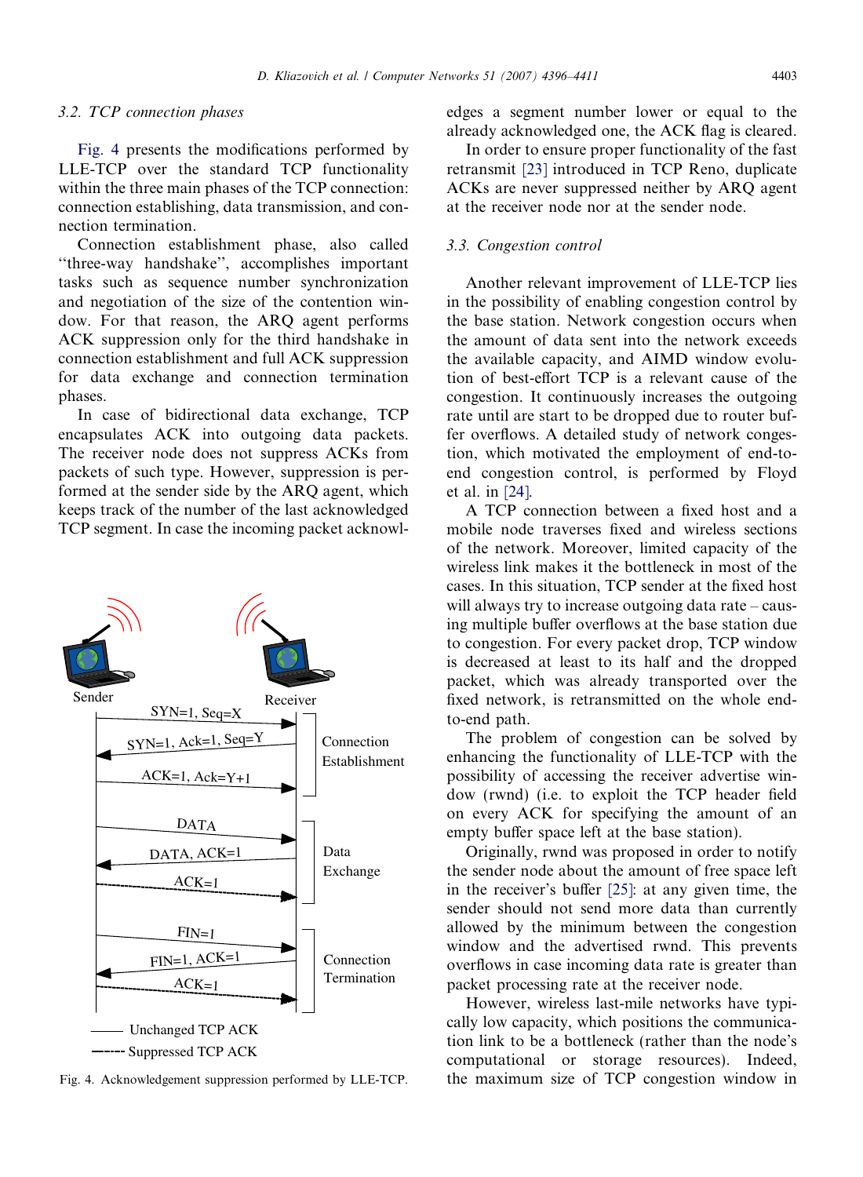### 3.2. TCP connection phases

Fig. 4 presents the modifications performed by LLE-TCP over the standard TCP functionality within the three main phases of the TCP connection: connection establishing, data transmission, and connection termination.

Connection establishment phase, also called ''three-way handshake'', accomplishes important tasks such as sequence number synchronization and negotiation of the size of the contention window. For that reason, the ARQ agent performs ACK suppression only for the third handshake in connection establishment and full ACK suppression for data exchange and connection termination phases.

In case of bidirectional data exchange, TCP encapsulates ACK into outgoing data packets. The receiver node does not suppress ACKs from packets of such type. However, suppression is performed at the sender side by the ARQ agent, which keeps track of the number of the last acknowledged TCP segment. In case the incoming packet acknowledges a segment number lower or equal to the already acknowledged one, the ACK flag is cleared.

In order to ensure proper functionality of the fast retransmit [23] introduced in TCP Reno, duplicate ACKs are never suppressed neither by ARQ agent at the receiver node nor at the sender node.

Fig. 4. Acknowledgement suppression performed by LLE-TCP.

### 3.3. Congestion control

Another relevant improvement of LLE-TCP lies in the possibility of enabling congestion control by the base station. Network congestion occurs when the amount of data sent into the network exceeds the available capacity, and AIMD window evolution of best-effort TCP is a relevant cause of the congestion. It continuously increases the outgoing rate until are start to be dropped due to router buffer overflows. A detailed study of network congestion, which motivated the employment of end-to-end congestion control, is performed by Floyd et al. in [24].

A TCP connection between a fixed host and a mobile node traverses fixed and wireless sections of the network. Moreover, limited capacity of the wireless link makes it the bottleneck in most of the cases. In this situation, TCP sender at the fixed host will always try to increase outgoing data rate – causing multiple buffer overflows at the base station due to congestion. For every packet drop, TCP window is decreased at least to its half and the dropped packet, which was already transported over the fixed network, is retransmitted on the whole end-to-end path.

The problem of congestion can be solved by enhancing the functionality of LLE-TCP with the possibility of accessing the receiver advertise window (rwnd) (i.e. to exploit the TCP header field on every ACK for specifying the amount of an empty buffer space left at the base station).

Originally, rwnd was proposed in order to notify the sender node about the amount of free space left in the receiver's buffer [25]: at any given time, the sender should not send more data than currently allowed by the minimum between the congestion window and the advertised rwnd. This prevents overflows in case incoming data rate is greater than packet processing rate at the receiver node.

However, wireless last-mile networks have typically low capacity, which positions the communication link to be a bottleneck (rather than the node's computational or storage resources). Indeed, the maximum size of TCP congestion window in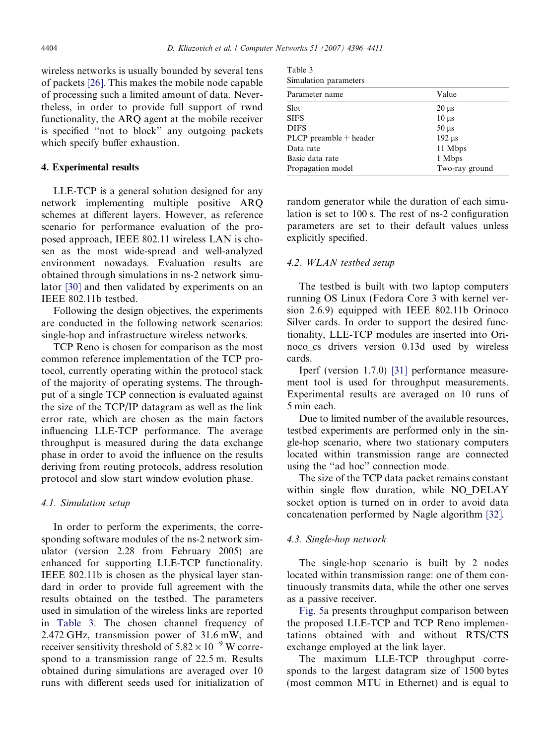wireless networks is usually bounded by several tens of packets [26]. This makes the mobile node capable of processing such a limited amount of data. Nevertheless, in order to provide full support of rwnd functionality, the ARQ agent at the mobile receiver is specified ''not to block'' any outgoing packets which specify buffer exhaustion.

## 4. Experimental results

LLE-TCP is a general solution designed for any network implementing multiple positive ARQ schemes at different layers. However, as reference scenario for performance evaluation of the proposed approach, IEEE 802.11 wireless LAN is chosen as the most wide-spread and well-analyzed environment nowadays. Evaluation results are obtained through simulations in ns-2 network simulator [30] and then validated by experiments on an IEEE 802.11b testbed.

Following the design objectives, the experiments are conducted in the following network scenarios: single-hop and infrastructure wireless networks.

TCP Reno is chosen for comparison as the most common reference implementation of the TCP protocol, currently operating within the protocol stack of the majority of operating systems. The throughput of a single TCP connection is evaluated against the size of the TCP/IP datagram as well as the link error rate, which are chosen as the main factors influencing LLE-TCP performance. The average throughput is measured during the data exchange phase in order to avoid the influence on the results deriving from routing protocols, address resolution protocol and slow start window evolution phase.

### 4.1. Simulation setup

In order to perform the experiments, the corresponding software modules of the ns-2 network simulator (version 2.28 from February 2005) are enhanced for supporting LLE-TCP functionality. IEEE 802.11b is chosen as the physical layer standard in order to provide full agreement with the results obtained on the testbed. The parameters used in simulation of the wireless links are reported in Table 3. The chosen channel frequency of 2.472 GHz, transmission power of 31.6 mW, and receiver sensitivity threshold of $5.82 \times 10^{-9}$ W correspond to a transmission range of 22.5 m. Results obtained during simulations are averaged over 10 runs with different seeds used for initialization of random generator while the duration of each simulation is set to 100 s. The rest of ns-2 configuration parameters are set to their default values unless explicitly specified.

Table 3
Simulation parameters

| Parameter name | Value |
|---|---|
| Slot | 20 μs |
| SIFS | 10 μs |
| DIFS | 50 μs |
| PLCP preamble + header | 192 μs |
| Data rate | 11 Mbps |
| Basic data rate | 1 Mbps |
| Propagation model | Two-ray ground |

### 4.2. WLAN testbed setup

The testbed is built with two laptop computers running OS Linux (Fedora Core 3 with kernel version 2.6.9) equipped with IEEE 802.11b Orinoco Silver cards. In order to support the desired functionality, LLE-TCP modules are inserted into Orinoco_cs drivers version 0.13d used by wireless cards.

Iperf (version 1.7.0) [31] performance measurement tool is used for throughput measurements. Experimental results are averaged on 10 runs of 5 min each.

Due to limited number of the available resources, testbed experiments are performed only in the single-hop scenario, where two stationary computers located within transmission range are connected using the ''ad hoc'' connection mode.

The size of the TCP data packet remains constant within single flow duration, while NO_DELAY socket option is turned on in order to avoid data concatenation performed by Nagle algorithm [32].

### 4.3. Single-hop network

The single-hop scenario is built by 2 nodes located within transmission range: one of them continuously transmits data, while the other one serves as a passive receiver.

Fig. 5a presents throughput comparison between the proposed LLE-TCP and TCP Reno implementations obtained with and without RTS/CTS exchange employed at the link layer.

The maximum LLE-TCP throughput corresponds to the largest datagram size of 1500 bytes (most common MTU in Ethernet) and is equal to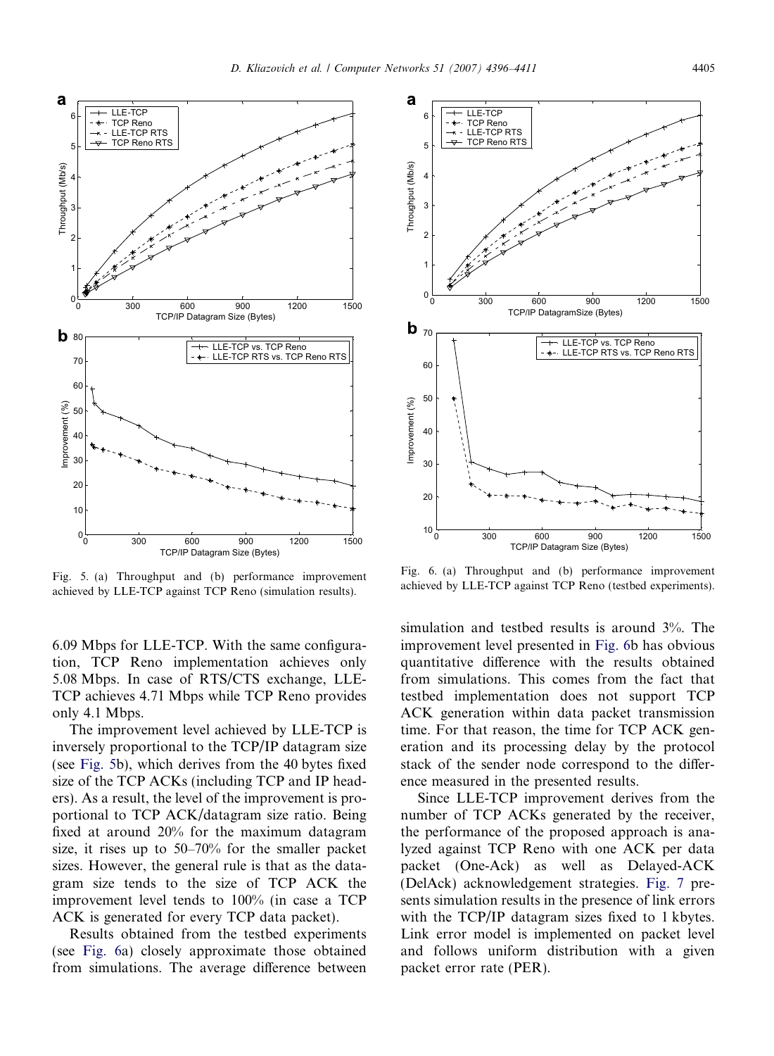Fig. 5. (a) Throughput and (b) performance improvement achieved by LLE-TCP against TCP Reno (simulation results).

Fig. 6. (a) Throughput and (b) performance improvement achieved by LLE-TCP against TCP Reno (testbed experiments).

6.09 Mbps for LLE-TCP. With the same configuration, TCP Reno implementation achieves only 5.08 Mbps. In case of RTS/CTS exchange, LLE-TCP achieves 4.71 Mbps while TCP Reno provides only 4.1 Mbps.

The improvement level achieved by LLE-TCP is inversely proportional to the TCP/IP datagram size (see Fig. 5b), which derives from the 40 bytes fixed size of the TCP ACKs (including TCP and IP headers). As a result, the level of the improvement is proportional to TCP ACK/datagram size ratio. Being fixed at around 20% for the maximum datagram size, it rises up to 50–70% for the smaller packet sizes. However, the general rule is that as the datagram size tends to the size of TCP ACK the improvement level tends to 100% (in case a TCP ACK is generated for every TCP data packet).

Results obtained from the testbed experiments (see Fig. 6a) closely approximate those obtained from simulations. The average difference between simulation and testbed results is around 3%. The improvement level presented in Fig. 6b has obvious quantitative difference with the results obtained from simulations. This comes from the fact that testbed implementation does not support TCP ACK generation within data packet transmission time. For that reason, the time for TCP ACK generation and its processing delay by the protocol stack of the sender node correspond to the difference measured in the presented results.

Since LLE-TCP improvement derives from the number of TCP ACKs generated by the receiver, the performance of the proposed approach is analyzed against TCP Reno with one ACK per data packet (One-Ack) as well as Delayed-ACK (DelAck) acknowledgement strategies. Fig. 7 presents simulation results in the presence of link errors with the TCP/IP datagram sizes fixed to 1 kbytes. Link error model is implemented on packet level and follows uniform distribution with a given packet error rate (PER).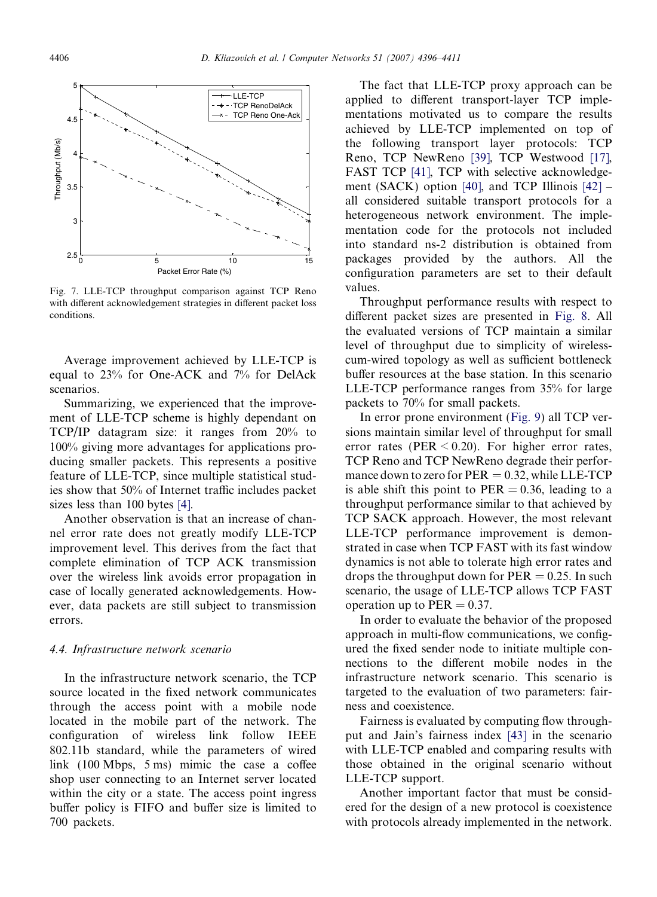Fig. 7. LLE-TCP throughput comparison against TCP Reno with different acknowledgement strategies in different packet loss conditions.

Average improvement achieved by LLE-TCP is equal to 23% for One-ACK and 7% for DelAck scenarios.

Summarizing, we experienced that the improvement of LLE-TCP scheme is highly dependant on TCP/IP datagram size: it ranges from 20% to 100% giving more advantages for applications producing smaller packets. This represents a positive feature of LLE-TCP, since multiple statistical studies show that 50% of Internet traffic includes packet sizes less than 100 bytes [4].

Another observation is that an increase of channel error rate does not greatly modify LLE-TCP improvement level. This derives from the fact that complete elimination of TCP ACK transmission over the wireless link avoids error propagation in case of locally generated acknowledgements. However, data packets are still subject to transmission errors.

### 4.4. Infrastructure network scenario

In the infrastructure network scenario, the TCP source located in the fixed network communicates through the access point with a mobile node located in the mobile part of the network. The configuration of wireless link follow IEEE 802.11b standard, while the parameters of wired link (100 Mbps, 5 ms) mimic the case a coffee shop user connecting to an Internet server located within the city or a state. The access point ingress buffer policy is FIFO and buffer size is limited to 700 packets.

The fact that LLE-TCP proxy approach can be applied to different transport-layer TCP implementations motivated us to compare the results achieved by LLE-TCP implemented on top of the following transport layer protocols: TCP Reno, TCP NewReno [39], TCP Westwood [17], FAST TCP [41], TCP with selective acknowledgement (SACK) option [40], and TCP Illinois [42] – all considered suitable transport protocols for a heterogeneous network environment. The implementation code for the protocols not included into standard ns-2 distribution is obtained from packages provided by the authors. All the configuration parameters are set to their default values.

Throughput performance results with respect to different packet sizes are presented in Fig. 8. All the evaluated versions of TCP maintain a similar level of throughput due to simplicity of wireless-cum-wired topology as well as sufficient bottleneck buffer resources at the base station. In this scenario LLE-TCP performance ranges from 35% for large packets to 70% for small packets.

In error prone environment (Fig. 9) all TCP versions maintain similar level of throughput for small error rates ($PER < 0.20$). For higher error rates, TCP Reno and TCP NewReno degrade their performance down to zero for $PER = 0.32$, while LLE-TCP is able shift this point to $PER = 0.36$, leading to a throughput performance similar to that achieved by TCP SACK approach. However, the most relevant LLE-TCP performance improvement is demonstrated in case when TCP FAST with its fast window dynamics is not able to tolerate high error rates and drops the throughput down for $PER = 0.25$. In such scenario, the usage of LLE-TCP allows TCP FAST operation up to $PER = 0.37$.

In order to evaluate the behavior of the proposed approach in multi-flow communications, we configured the fixed sender node to initiate multiple connections to the different mobile nodes in the infrastructure network scenario. This scenario is targeted to the evaluation of two parameters: fairness and coexistence.

Fairness is evaluated by computing flow throughput and Jain's fairness index [43] in the scenario with LLE-TCP enabled and comparing results with those obtained in the original scenario without LLE-TCP support.

Another important factor that must be considered for the design of a new protocol is coexistence with protocols already implemented in the network.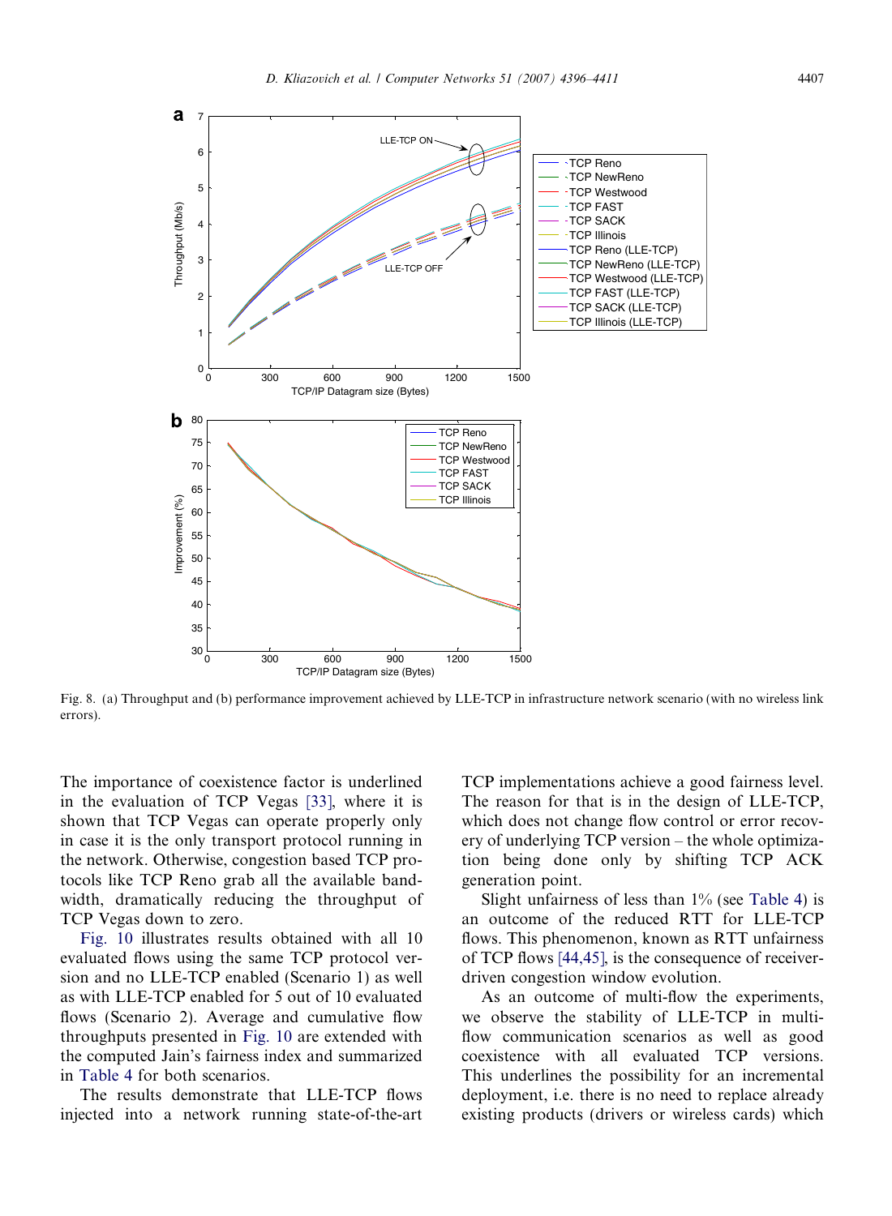Fig. 8. (a) Throughput and (b) performance improvement achieved by LLE-TCP in infrastructure network scenario (with no wireless link errors).

The importance of coexistence factor is underlined in the evaluation of TCP Vegas [33], where it is shown that TCP Vegas can operate properly only in case it is the only transport protocol running in the network. Otherwise, congestion based TCP protocols like TCP Reno grab all the available bandwidth, dramatically reducing the throughput of TCP Vegas down to zero.

Fig. 10 illustrates results obtained with all 10 evaluated flows using the same TCP protocol version and no LLE-TCP enabled (Scenario 1) as well as with LLE-TCP enabled for 5 out of 10 evaluated flows (Scenario 2). Average and cumulative flow throughputs presented in Fig. 10 are extended with the computed Jain's fairness index and summarized in Table 4 for both scenarios.

The results demonstrate that LLE-TCP flows injected into a network running state-of-the-art TCP implementations achieve a good fairness level. The reason for that is in the design of LLE-TCP, which does not change flow control or error recovery of underlying TCP version – the whole optimization being done only by shifting TCP ACK generation point.

Slight unfairness of less than 1% (see Table 4) is an outcome of the reduced RTT for LLE-TCP flows. This phenomenon, known as RTT unfairness of TCP flows [44,45], is the consequence of receiver-driven congestion window evolution.

As an outcome of multi-flow the experiments, we observe the stability of LLE-TCP in multi-flow communication scenarios as well as good coexistence with all evaluated TCP versions. This underlines the possibility for an incremental deployment, i.e. there is no need to replace already existing products (drivers or wireless cards) which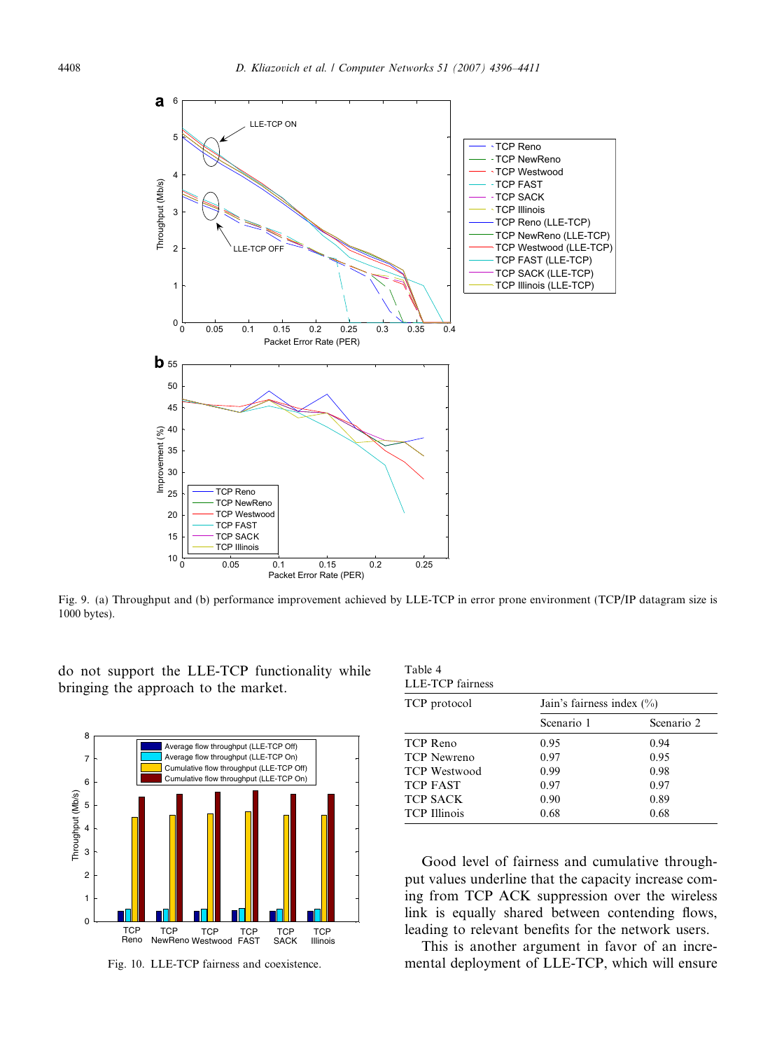Fig. 9. (a) Throughput and (b) performance improvement achieved by LLE-TCP in error prone environment (TCP/IP datagram size is 1000 bytes).

do not support the LLE-TCP functionality while bringing the approach to the market.

Fig. 10. LLE-TCP fairness and coexistence.

Table 4
LLE-TCP fairness

| TCP protocol | Jain's fairness index (%) | |
|---|---|---|
| | Scenario 1 | Scenario 2 |
| TCP Reno | 0.95 | 0.94 |
| TCP Newreno | 0.97 | 0.95 |
| TCP Westwood | 0.99 | 0.98 |
| TCP FAST | 0.97 | 0.97 |
| TCP SACK | 0.90 | 0.89 |
| TCP Illinois | 0.68 | 0.68 |

Good level of fairness and cumulative throughput values underline that the capacity increase coming from TCP ACK suppression over the wireless link is equally shared between contending flows, leading to relevant benefits for the network users.

This is another argument in favor of an incremental deployment of LLE-TCP, which will ensure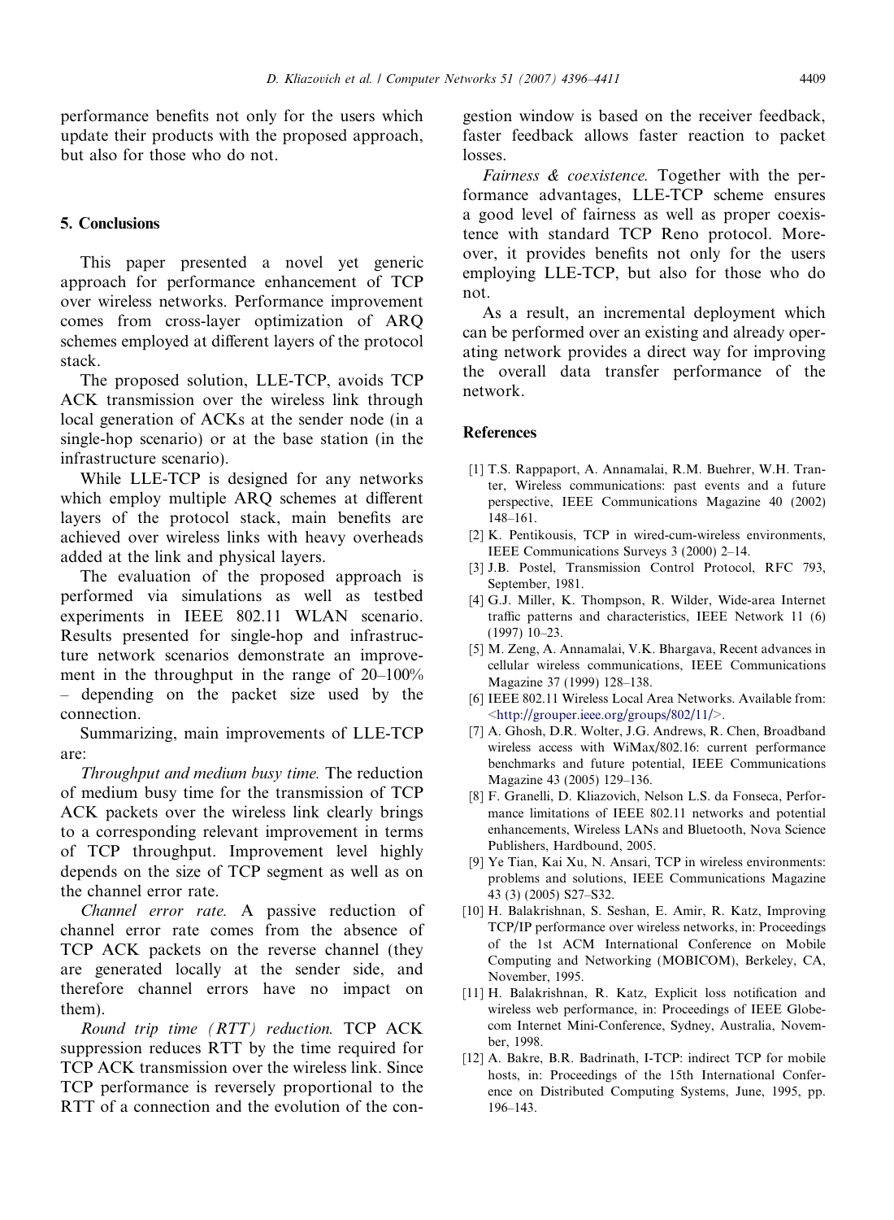performance benefits not only for the users which update their products with the proposed approach, but also for those who do not.

## 5. Conclusions

This paper presented a novel yet generic approach for performance enhancement of TCP over wireless networks. Performance improvement comes from cross-layer optimization of ARQ schemes employed at different layers of the protocol stack.

The proposed solution, LLE-TCP, avoids TCP ACK transmission over the wireless link through local generation of ACKs at the sender node (in a single-hop scenario) or at the base station (in the infrastructure scenario).

While LLE-TCP is designed for any networks which employ multiple ARQ schemes at different layers of the protocol stack, main benefits are achieved over wireless links with heavy overheads added at the link and physical layers.

The evaluation of the proposed approach is performed via simulations as well as testbed experiments in IEEE 802.11 WLAN scenario. Results presented for single-hop and infrastructure network scenarios demonstrate an improvement in the throughput in the range of 20–100% – depending on the packet size used by the connection.

Summarizing, main improvements of LLE-TCP are:

*Throughput and medium busy time.* The reduction of medium busy time for the transmission of TCP ACK packets over the wireless link clearly brings to a corresponding relevant improvement in terms of TCP throughput. Improvement level highly depends on the size of TCP segment as well as on the channel error rate.

*Channel error rate.* A passive reduction of channel error rate comes from the absence of TCP ACK packets on the reverse channel (they are generated locally at the sender side, and therefore channel errors have no impact on them).

*Round trip time (RTT) reduction.* TCP ACK suppression reduces RTT by the time required for TCP ACK transmission over the wireless link. Since TCP performance is reversely proportional to the RTT of a connection and the evolution of the congestion window is based on the receiver feedback, faster feedback allows faster reaction to packet losses.

*Fairness & coexistence.* Together with the performance advantages, LLE-TCP scheme ensures a good level of fairness as well as proper coexistence with standard TCP Reno protocol. Moreover, it provides benefits not only for the users employing LLE-TCP, but also for those who do not.

As a result, an incremental deployment which can be performed over an existing and already operating network provides a direct way for improving the overall data transfer performance of the network.

## References

[1] T.S. Rappaport, A. Annamalai, R.M. Buehrer, W.H. Tranter, Wireless communications: past events and a future perspective, IEEE Communications Magazine 40 (2002) 148–161.

[2] K. Pentikousis, TCP in wired-cum-wireless environments, IEEE Communications Surveys 3 (2000) 2–14.

[3] J.B. Postel, Transmission Control Protocol, RFC 793, September, 1981.

[4] G.J. Miller, K. Thompson, R. Wilder, Wide-area Internet traffic patterns and characteristics, IEEE Network 11 (6) (1997) 10–23.

[5] M. Zeng, A. Annamalai, V.K. Bhargava, Recent advances in cellular wireless communications, IEEE Communications Magazine 37 (1999) 128–138.

[6] IEEE 802.11 Wireless Local Area Networks. Available from: <http://grouper.ieee.org/groups/802/11/>.

[7] A. Ghosh, D.R. Wolter, J.G. Andrews, R. Chen, Broadband wireless access with WiMax/802.16: current performance benchmarks and future potential, IEEE Communications Magazine 43 (2005) 129–136.

[8] F. Granelli, D. Kliazovich, Nelson L.S. da Fonseca, Performance limitations of IEEE 802.11 networks and potential enhancements, Wireless LANs and Bluetooth, Nova Science Publishers, Hardbound, 2005.

[9] Ye Tian, Kai Xu, N. Ansari, TCP in wireless environments: problems and solutions, IEEE Communications Magazine 43 (3) (2005) S27–S32.

[10] H. Balakrishnan, S. Seshan, E. Amir, R. Katz, Improving TCP/IP performance over wireless networks, in: Proceedings of the 1st ACM International Conference on Mobile Computing and Networking (MOBICOM), Berkeley, CA, November, 1995.

[11] H. Balakrishnan, R. Katz, Explicit loss notification and wireless web performance, in: Proceedings of IEEE Globecom Internet Mini-Conference, Sydney, Australia, November, 1998.

[12] A. Bakre, B.R. Badrinath, I-TCP: indirect TCP for mobile hosts, in: Proceedings of the 15th International Conference on Distributed Computing Systems, June, 1995, pp. 196–143.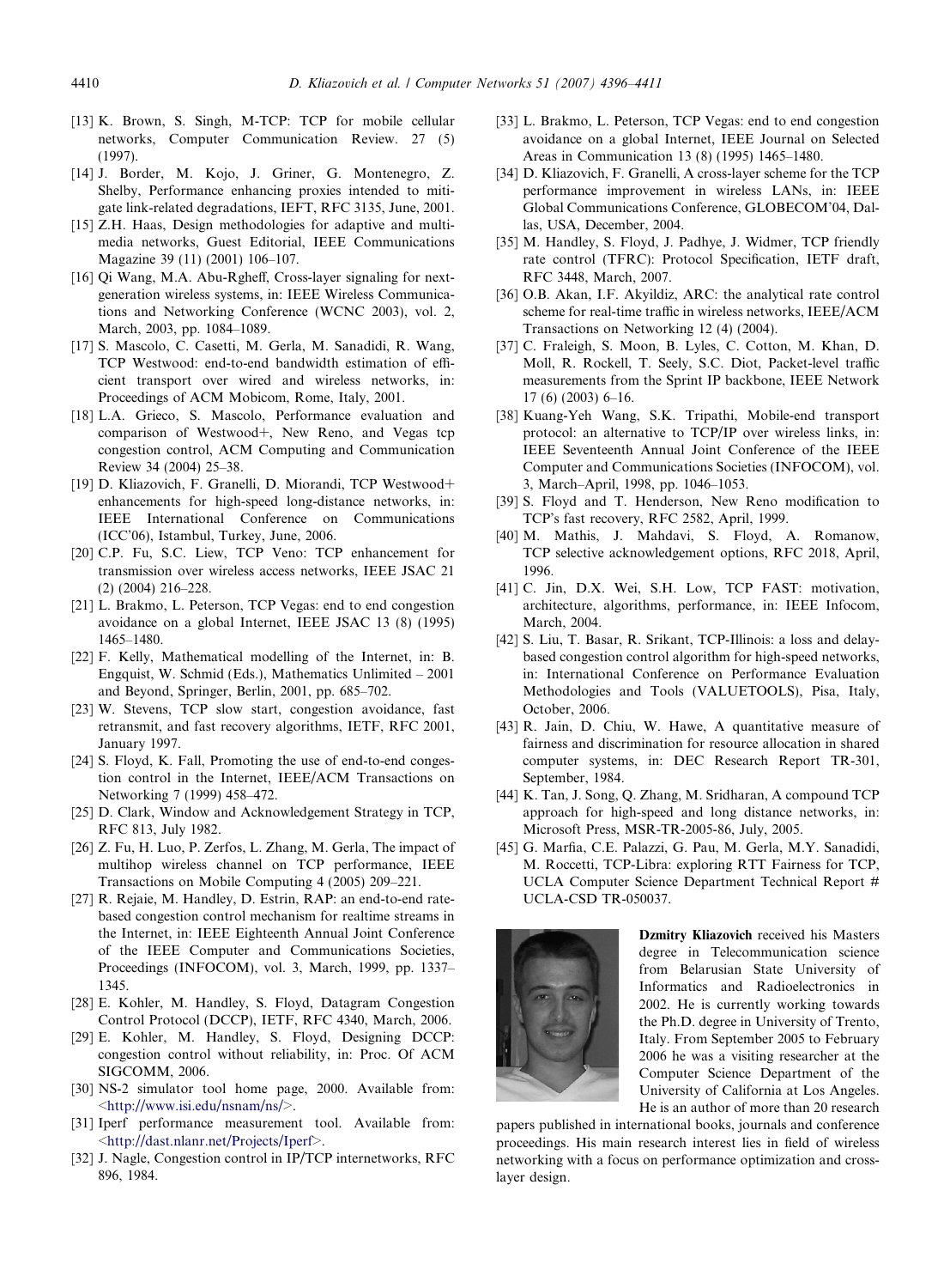[13] K. Brown, S. Singh, M-TCP: TCP for mobile cellular networks, Computer Communication Review. 27 (5) (1997).

[14] J. Border, M. Kojo, J. Griner, G. Montenegro, Z. Shelby, Performance enhancing proxies intended to mitigate link-related degradations, IEFT, RFC 3135, June, 2001.

[15] Z.H. Haas, Design methodologies for adaptive and multimedia networks, Guest Editorial, IEEE Communications Magazine 39 (11) (2001) 106–107.

[16] Qi Wang, M.A. Abu-Rgheff, Cross-layer signaling for next-generation wireless systems, in: IEEE Wireless Communications and Networking Conference (WCNC 2003), vol. 2, March, 2003, pp. 1084–1089.

[17] S. Mascolo, C. Casetti, M. Gerla, M. Sanadidi, R. Wang, TCP Westwood: end-to-end bandwidth estimation of efficient transport over wired and wireless networks, in: Proceedings of ACM Mobicom, Rome, Italy, 2001.

[18] L.A. Grieco, S. Mascolo, Performance evaluation and comparison of Westwood+, New Reno, and Vegas tcp congestion control, ACM Computing and Communication Review 34 (2004) 25–38.

[19] D. Kliazovich, F. Granelli, D. Miorandi, TCP Westwood+ enhancements for high-speed long-distance networks, in: IEEE International Conference on Communications (ICC'06), Istambul, Turkey, June, 2006.

[20] C.P. Fu, S.C. Liew, TCP Veno: TCP enhancement for transmission over wireless access networks, IEEE JSAC 21 (2) (2004) 216–228.

[21] L. Brakmo, L. Peterson, TCP Vegas: end to end congestion avoidance on a global Internet, IEEE JSAC 13 (8) (1995) 1465–1480.

[22] F. Kelly, Mathematical modelling of the Internet, in: B. Engquist, W. Schmid (Eds.), Mathematics Unlimited – 2001 and Beyond, Springer, Berlin, 2001, pp. 685–702.

[23] W. Stevens, TCP slow start, congestion avoidance, fast retransmit, and fast recovery algorithms, IETF, RFC 2001, January 1997.

[24] S. Floyd, K. Fall, Promoting the use of end-to-end congestion control in the Internet, IEEE/ACM Transactions on Networking 7 (1999) 458–472.

[25] D. Clark, Window and Acknowledgement Strategy in TCP, RFC 813, July 1982.

[26] Z. Fu, H. Luo, P. Zerfos, L. Zhang, M. Gerla, The impact of multihop wireless channel on TCP performance, IEEE Transactions on Mobile Computing 4 (2005) 209–221.

[27] R. Rejaie, M. Handley, D. Estrin, RAP: an end-to-end rate-based congestion control mechanism for realtime streams in the Internet, in: IEEE Eighteenth Annual Joint Conference of the IEEE Computer and Communications Societies, Proceedings (INFOCOM), vol. 3, March, 1999, pp. 1337–1345.

[28] E. Kohler, M. Handley, S. Floyd, Datagram Congestion Control Protocol (DCCP), IETF, RFC 4340, March, 2006.

[29] E. Kohler, M. Handley, S. Floyd, Designing DCCP: congestion control without reliability, in: Proc. Of ACM SIGCOMM, 2006.

[30] NS-2 simulator tool home page, 2000. Available from: <http://www.isi.edu/nsnam/ns/>.

[31] Iperf performance measurement tool. Available from: <http://dast.nlanr.net/Projects/Iperf>.

[32] J. Nagle, Congestion control in IP/TCP internetworks, RFC 896, 1984.

[33] L. Brakmo, L. Peterson, TCP Vegas: end to end congestion avoidance on a global Internet, IEEE Journal on Selected Areas in Communication 13 (8) (1995) 1465–1480.

[34] D. Kliazovich, F. Granelli, A cross-layer scheme for the TCP performance improvement in wireless LANs, in: IEEE Global Communications Conference, GLOBECOM'04, Dallas, USA, December, 2004.

[35] M. Handley, S. Floyd, J. Padhye, J. Widmer, TCP friendly rate control (TFRC): Protocol Specification, IETF draft, RFC 3448, March, 2007.

[36] O.B. Akan, I.F. Akyildiz, ARC: the analytical rate control scheme for real-time traffic in wireless networks, IEEE/ACM Transactions on Networking 12 (4) (2004).

[37] C. Fraleigh, S. Moon, B. Lyles, C. Cotton, M. Khan, D. Moll, R. Rockell, T. Seely, S.C. Diot, Packet-level traffic measurements from the Sprint IP backbone, IEEE Network 17 (6) (2003) 6–16.

[38] Kuang-Yeh Wang, S.K. Tripathi, Mobile-end transport protocol: an alternative to TCP/IP over wireless links, in: IEEE Seventeenth Annual Joint Conference of the IEEE Computer and Communications Societies (INFOCOM), vol. 3, March–April, 1998, pp. 1046–1053.

[39] S. Floyd and T. Henderson, New Reno modification to TCP's fast recovery, RFC 2582, April, 1999.

[40] M. Mathis, J. Mahdavi, S. Floyd, A. Romanow, TCP selective acknowledgement options, RFC 2018, April, 1996.

[41] C. Jin, D.X. Wei, S.H. Low, TCP FAST: motivation, architecture, algorithms, performance, in: IEEE Infocom, March, 2004.

[42] S. Liu, T. Basar, R. Srikant, TCP-Illinois: a loss and delay-based congestion control algorithm for high-speed networks, in: International Conference on Performance Evaluation Methodologies and Tools (VALUETOOLS), Pisa, Italy, October, 2006.

[43] R. Jain, D. Chiu, W. Hawe, A quantitative measure of fairness and discrimination for resource allocation in shared computer systems, in: DEC Research Report TR-301, September, 1984.

[44] K. Tan, J. Song, Q. Zhang, M. Sridharan, A compound TCP approach for high-speed and long distance networks, in: Microsoft Press, MSR-TR-2005-86, July, 2005.

[45] G. Marfia, C.E. Palazzi, G. Pau, M. Gerla, M.Y. Sanadidi, M. Roccetti, TCP-Libra: exploring RTT Fairness for TCP, UCLA Computer Science Department Technical Report # UCLA-CSD TR-050037.

**Dzmitry Kliazovich** received his Masters degree in Telecommunication science from Belarusian State University of Informatics and Radioelectronics in 2002. He is currently working towards the Ph.D. degree in University of Trento, Italy. From September 2005 to February 2006 he was a visiting researcher at the Computer Science Department of the University of California at Los Angeles. He is an author of more than 20 research papers published in international books, journals and conference proceedings. His main research interest lies in field of wireless networking with a focus on performance optimization and cross-layer design.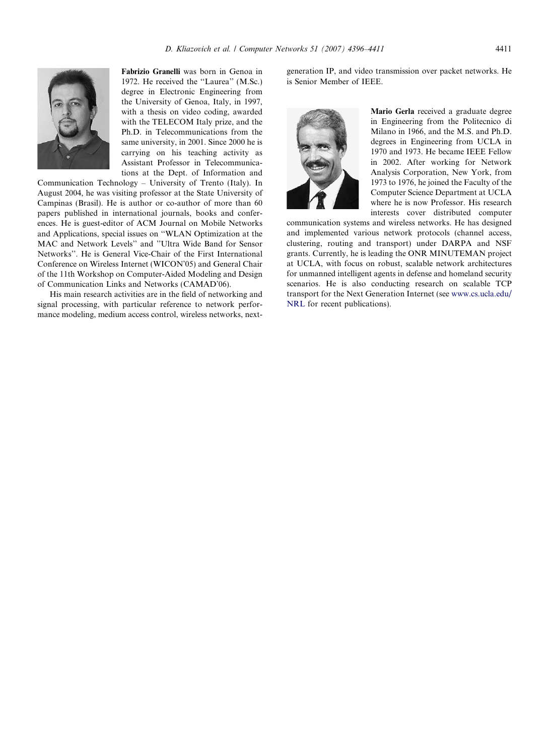**Fabrizio Granelli** was born in Genoa in 1972. He received the "Laurea" (M.Sc.) degree in Electronic Engineering from the University of Genoa, Italy, in 1997, with a thesis on video coding, awarded with the TELECOM Italy prize, and the Ph.D. in Telecommunications from the same university, in 2001. Since 2000 he is carrying on his teaching activity as Assistant Professor in Telecommunications at the Dept. of Information and Communication Technology – University of Trento (Italy). In August 2004, he was visiting professor at the State University of Campinas (Brasil). He is author or co-author of more than 60 papers published in international journals, books and conferences. He is guest-editor of ACM Journal on Mobile Networks and Applications, special issues on "WLAN Optimization at the MAC and Network Levels" and "Ultra Wide Band for Sensor Networks". He is General Vice-Chair of the First International Conference on Wireless Internet (WICON'05) and General Chair of the 11th Workshop on Computer-Aided Modeling and Design of Communication Links and Networks (CAMAD'06).

His main research activities are in the field of networking and signal processing, with particular reference to network performance modeling, medium access control, wireless networks, next-generation IP, and video transmission over packet networks. He is Senior Member of IEEE.

**Mario Gerla** received a graduate degree in Engineering from the Politecnico di Milano in 1966, and the M.S. and Ph.D. degrees in Engineering from UCLA in 1970 and 1973. He became IEEE Fellow in 2002. After working for Network Analysis Corporation, New York, from 1973 to 1976, he joined the Faculty of the Computer Science Department at UCLA where he is now Professor. His research interests cover distributed computer communication systems and wireless networks. He has designed and implemented various network protocols (channel access, clustering, routing and transport) under DARPA and NSF grants. Currently, he is leading the ONR MINUTEMAN project at UCLA, with focus on robust, scalable network architectures for unmanned intelligent agents in defense and homeland security scenarios. He is also conducting research on scalable TCP transport for the Next Generation Internet (see www.cs.ucla.edu/NRL for recent publications).